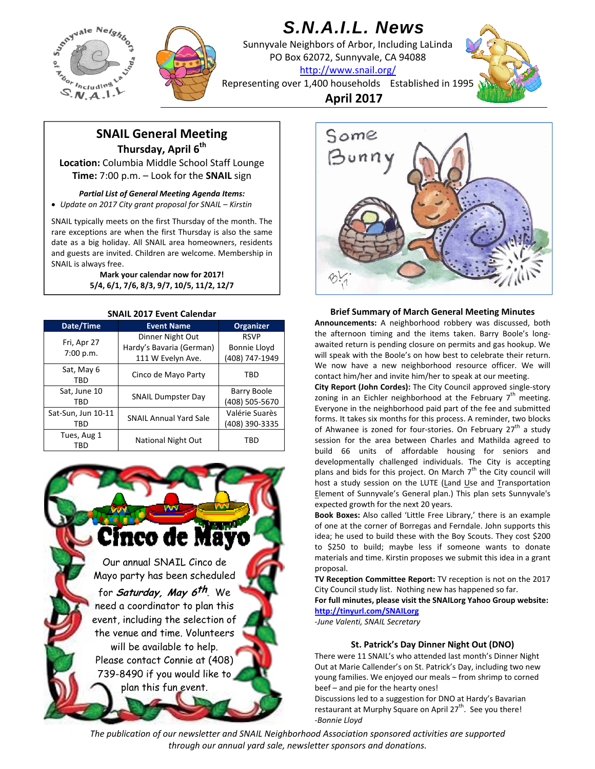# S.N.A.I.L. News

Sunnyvale Neighbors of Arbor, Including LaLinda
PO Box 62072, Sunnyvale, CA 94088
http://www.snail.org/
Representing over 1,400 households   Established in 1995

**April 2017**

## SNAIL General Meeting

**Thursday, April 6th**

**Location:** Columbia Middle School Staff Lounge
**Time:** 7:00 p.m. – Look for the **SNAIL** sign

***Partial List of General Meeting Agenda Items:***

- *Update on 2017 City grant proposal for SNAIL – Kirstin*

SNAIL typically meets on the first Thursday of the month. The rare exceptions are when the first Thursday is also the same date as a big holiday. All SNAIL area homeowners, residents and guests are invited. Children are welcome. Membership in SNAIL is always free.

**Mark your calendar now for 2017!**
**5/4, 6/1, 7/6, 8/3, 9/7, 10/5, 11/2, 12/7**

### SNAIL 2017 Event Calendar

| Date/Time | Event Name | Organizer |
|---|---|---|
| Fri, Apr 27 7:00 p.m. | Dinner Night Out Hardy's Bavaria (German) 111 W Evelyn Ave. | RSVP Bonnie Lloyd (408) 747-1949 |
| Sat, May 6 TBD | Cinco de Mayo Party | TBD |
| Sat, June 10 TBD | SNAIL Dumpster Day | Barry Boole (408) 505-5670 |
| Sat-Sun, Jun 10-11 TBD | SNAIL Annual Yard Sale | Valérie Suarès (408) 390-3335 |
| Tues, Aug 1 TBD | National Night Out | TBD |

## Cinco de Mayo

Our annual SNAIL Cinco de Mayo party has been scheduled for ***Saturday, May 6th***. We need a coordinator to plan this event, including the selection of the venue and time. Volunteers will be available to help. Please contact Connie at (408) 739-8490 if you would like to plan this fun event.

### Brief Summary of March General Meeting Minutes

**Announcements:** A neighborhood robbery was discussed, both the afternoon timing and the items taken. Barry Boole's long-awaited return is pending closure on permits and gas hookup. We will speak with the Boole's on how best to celebrate their return. We now have a new neighborhood resource officer. We will contact him/her and invite him/her to speak at our meeting.

**City Report (John Cordes):** The City Council approved single-story zoning in an Eichler neighborhood at the February 7th meeting. Everyone in the neighborhood paid part of the fee and submitted forms. It takes six months for this process. A reminder, two blocks of Ahwanee is zoned for four-stories. On February 27th a study session for the area between Charles and Mathilda agreed to build 66 units of affordable housing for seniors and developmentally challenged individuals. The City is accepting plans and bids for this project. On March 7th the City council will host a study session on the LUTE (Land Use and Transportation Element of Sunnyvale's General plan.) This plan sets Sunnyvale's expected growth for the next 20 years.

**Book Boxes:** Also called 'Little Free Library,' there is an example of one at the corner of Borregas and Ferndale. John supports this idea; he used to build these with the Boy Scouts. They cost $200 to $250 to build; maybe less if someone wants to donate materials and time. Kirstin proposes we submit this idea in a grant proposal.

**TV Reception Committee Report:** TV reception is not on the 2017 City Council study list. Nothing new has happened so far.

**For full minutes, please visit the SNAILorg Yahoo Group website:** **http://tinyurl.com/SNAILorg**

*-June Valenti, SNAIL Secretary*

### St. Patrick's Day Dinner Night Out (DNO)

There were 11 SNAIL's who attended last month's Dinner Night Out at Marie Callender's on St. Patrick's Day, including two new young families. We enjoyed our meals – from shrimp to corned beef – and pie for the hearty ones!

Discussions led to a suggestion for DNO at Hardy's Bavarian restaurant at Murphy Square on April 27th. See you there!

*-Bonnie Lloyd*

*The publication of our newsletter and SNAIL Neighborhood Association sponsored activities are supported through our annual yard sale, newsletter sponsors and donations.*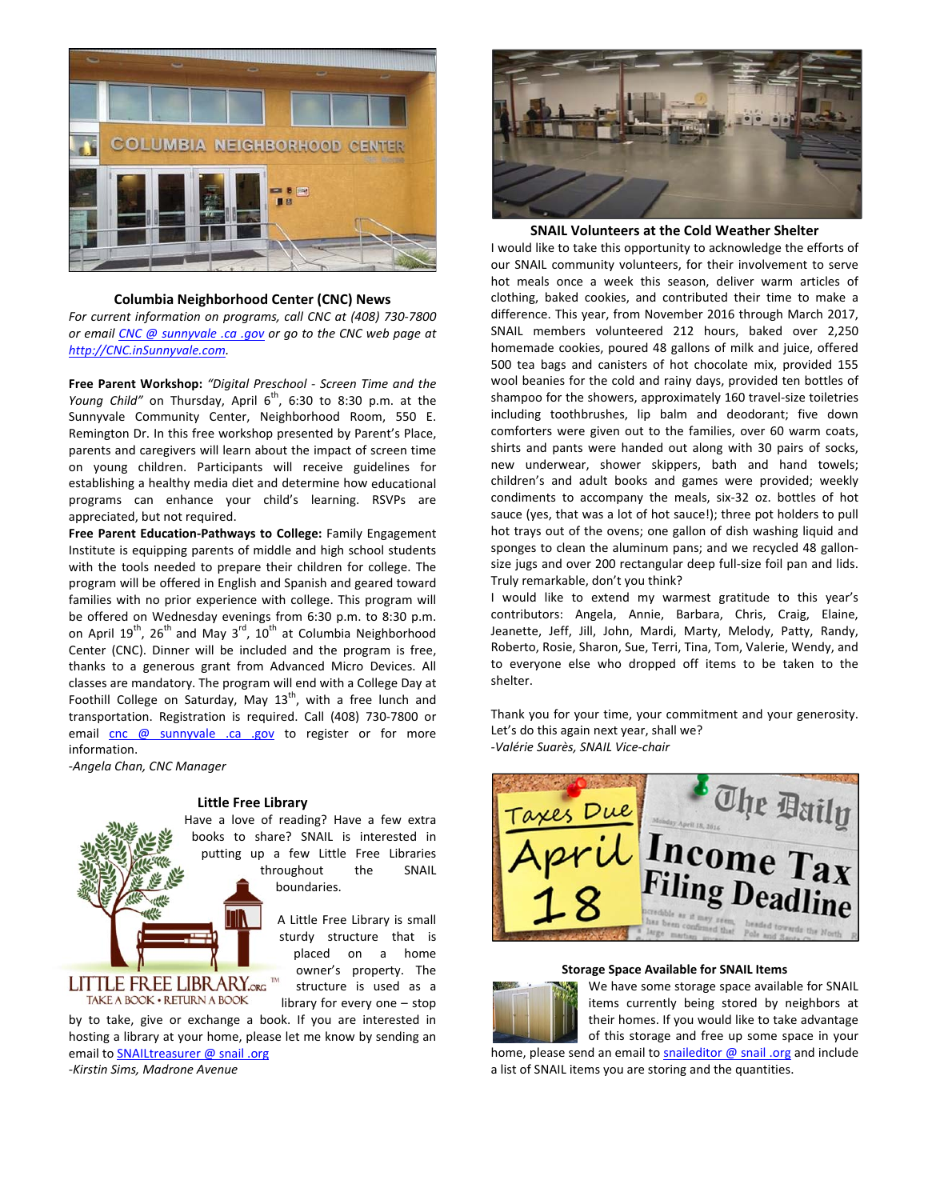### Columbia Neighborhood Center (CNC) News

*For current information on programs, call CNC at (408) 730-7800 or email CNC @ sunnyvale .ca .gov or go to the CNC web page at http://CNC.inSunnyvale.com.*

**Free Parent Workshop:** *"Digital Preschool - Screen Time and the Young Child"* on Thursday, April 6th, 6:30 to 8:30 p.m. at the Sunnyvale Community Center, Neighborhood Room, 550 E. Remington Dr. In this free workshop presented by Parent's Place, parents and caregivers will learn about the impact of screen time on young children. Participants will receive guidelines for establishing a healthy media diet and determine how educational programs can enhance your child's learning. RSVPs are appreciated, but not required.

**Free Parent Education-Pathways to College:** Family Engagement Institute is equipping parents of middle and high school students with the tools needed to prepare their children for college. The program will be offered in English and Spanish and geared toward families with no prior experience with college. This program will be offered on Wednesday evenings from 6:30 p.m. to 8:30 p.m. on April 19th, 26th and May 3rd, 10th at Columbia Neighborhood Center (CNC). Dinner will be included and the program is free, thanks to a generous grant from Advanced Micro Devices. All classes are mandatory. The program will end with a College Day at Foothill College on Saturday, May 13th, with a free lunch and transportation. Registration is required. Call (408) 730-7800 or email cnc @ sunnyvale .ca .gov to register or for more information.

*-Angela Chan, CNC Manager*

### Little Free Library

Have a love of reading? Have a few extra books to share? SNAIL is interested in putting up a few Little Free Libraries throughout the SNAIL boundaries.

A Little Free Library is small sturdy structure that is placed on a home owner's property. The structure is used as a library for every one – stop by to take, give or exchange a book. If you are interested in hosting a library at your home, please let me know by sending an email to SNAILtreasurer @ snail .org

*-Kirstin Sims, Madrone Avenue*

### SNAIL Volunteers at the Cold Weather Shelter

I would like to take this opportunity to acknowledge the efforts of our SNAIL community volunteers, for their involvement to serve hot meals once a week this season, deliver warm articles of clothing, baked cookies, and contributed their time to make a difference. This year, from November 2016 through March 2017, SNAIL members volunteered 212 hours, baked over 2,250 homemade cookies, poured 48 gallons of milk and juice, offered 500 tea bags and canisters of hot chocolate mix, provided 155 wool beanies for the cold and rainy days, provided ten bottles of shampoo for the showers, approximately 160 travel-size toiletries including toothbrushes, lip balm and deodorant; five down comforters were given out to the families, over 60 warm coats, shirts and pants were handed out along with 30 pairs of socks, new underwear, shower skippers, bath and hand towels; children's and adult books and games were provided; weekly condiments to accompany the meals, six-32 oz. bottles of hot sauce (yes, that was a lot of hot sauce!); three pot holders to pull hot trays out of the ovens; one gallon of dish washing liquid and sponges to clean the aluminum pans; and we recycled 48 gallon-size jugs and over 200 rectangular deep full-size foil pan and lids. Truly remarkable, don't you think?

I would like to extend my warmest gratitude to this year's contributors: Angela, Annie, Barbara, Chris, Craig, Elaine, Jeanette, Jeff, Jill, John, Mardi, Marty, Melody, Patty, Randy, Roberto, Rosie, Sharon, Sue, Terri, Tina, Tom, Valerie, Wendy, and to everyone else who dropped off items to be taken to the shelter.

Thank you for your time, your commitment and your generosity. Let's do this again next year, shall we?

*-Valérie Suarès, SNAIL Vice-chair*

### Storage Space Available for SNAIL Items

We have some storage space available for SNAIL items currently being stored by neighbors at their homes. If you would like to take advantage of this storage and free up some space in your home, please send an email to snaileditor @ snail .org and include a list of SNAIL items you are storing and the quantities.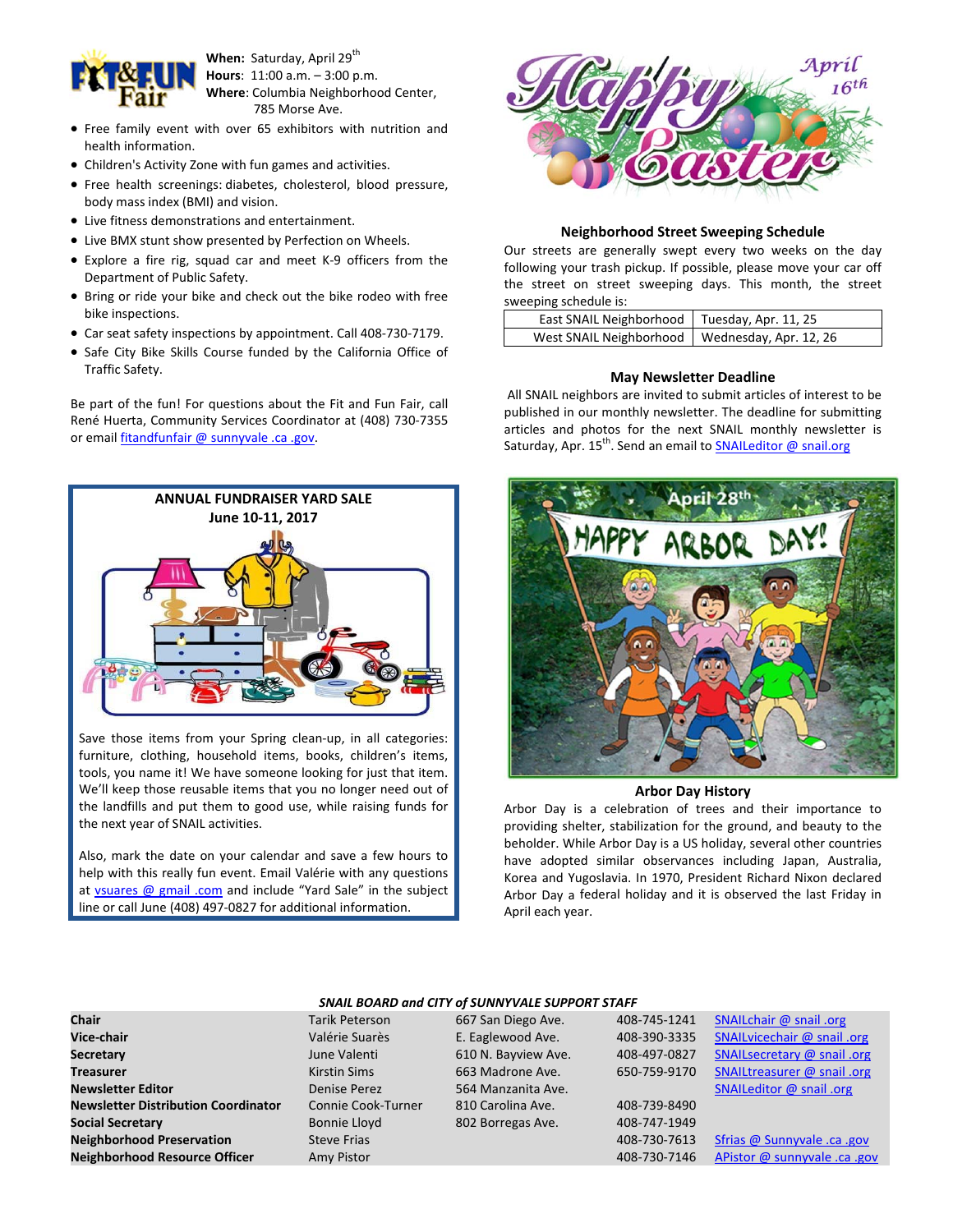**When:** Saturday, April 29th
**Hours**: 11:00 a.m. – 3:00 p.m.
**Where**: Columbia Neighborhood Center, 785 Morse Ave.

- Free family event with over 65 exhibitors with nutrition and health information.
- Children's Activity Zone with fun games and activities.
- Free health screenings: diabetes, cholesterol, blood pressure, body mass index (BMI) and vision.
- Live fitness demonstrations and entertainment.
- Live BMX stunt show presented by Perfection on Wheels.
- Explore a fire rig, squad car and meet K-9 officers from the Department of Public Safety.
- Bring or ride your bike and check out the bike rodeo with free bike inspections.
- Car seat safety inspections by appointment. Call 408-730-7179.
- Safe City Bike Skills Course funded by the California Office of Traffic Safety.

Be part of the fun! For questions about the Fit and Fun Fair, call René Huerta, Community Services Coordinator at (408) 730-7355 or email fitandfunfair @ sunnyvale .ca .gov.

## ANNUAL FUNDRAISER YARD SALE
### June 10-11, 2017

Save those items from your Spring clean-up, in all categories: furniture, clothing, household items, books, children's items, tools, you name it! We have someone looking for just that item. We'll keep those reusable items that you no longer need out of the landfills and put them to good use, while raising funds for the next year of SNAIL activities.

Also, mark the date on your calendar and save a few hours to help with this really fun event. Email Valérie with any questions at vsuares @ gmail .com and include "Yard Sale" in the subject line or call June (408) 497-0827 for additional information.

## Neighborhood Street Sweeping Schedule

Our streets are generally swept every two weeks on the day following your trash pickup. If possible, please move your car off the street on street sweeping days. This month, the street sweeping schedule is:

| East SNAIL Neighborhood | Tuesday, Apr. 11, 25 |
|---|---|
| West SNAIL Neighborhood | Wednesday, Apr. 12, 26 |

## May Newsletter Deadline

All SNAIL neighbors are invited to submit articles of interest to be published in our monthly newsletter. The deadline for submitting articles and photos for the next SNAIL monthly newsletter is Saturday, Apr. 15th. Send an email to SNAILeditor @ snail.org

## Arbor Day History

Arbor Day is a celebration of trees and their importance to providing shelter, stabilization for the ground, and beauty to the beholder. While Arbor Day is a US holiday, several other countries have adopted similar observances including Japan, Australia, Korea and Yugoslavia. In 1970, President Richard Nixon declared Arbor Day a federal holiday and it is observed the last Friday in April each year.

***SNAIL BOARD and CITY of SUNNYVALE SUPPORT STAFF***

| | | | | |
|---|---|---|---|---|
| **Chair** | Tarik Peterson | 667 San Diego Ave. | 408-745-1241 | SNAILchair @ snail .org |
| **Vice-chair** | Valérie Suarès | E. Eaglewood Ave. | 408-390-3335 | SNAILvicechair @ snail .org |
| **Secretary** | June Valenti | 610 N. Bayview Ave. | 408-497-0827 | SNAILsecretary @ snail .org |
| **Treasurer** | Kirstin Sims | 663 Madrone Ave. | 650-759-9170 | SNAILtreasurer @ snail .org |
| **Newsletter Editor** | Denise Perez | 564 Manzanita Ave. | | SNAILeditor @ snail .org |
| **Newsletter Distribution Coordinator** | Connie Cook-Turner | 810 Carolina Ave. | 408-739-8490 | |
| **Social Secretary** | Bonnie Lloyd | 802 Borregas Ave. | 408-747-1949 | |
| **Neighborhood Preservation** | Steve Frias | | 408-730-7613 | Sfrias @ Sunnyvale .ca .gov |
| **Neighborhood Resource Officer** | Amy Pistor | | 408-730-7146 | APistor @ sunnyvale .ca .gov |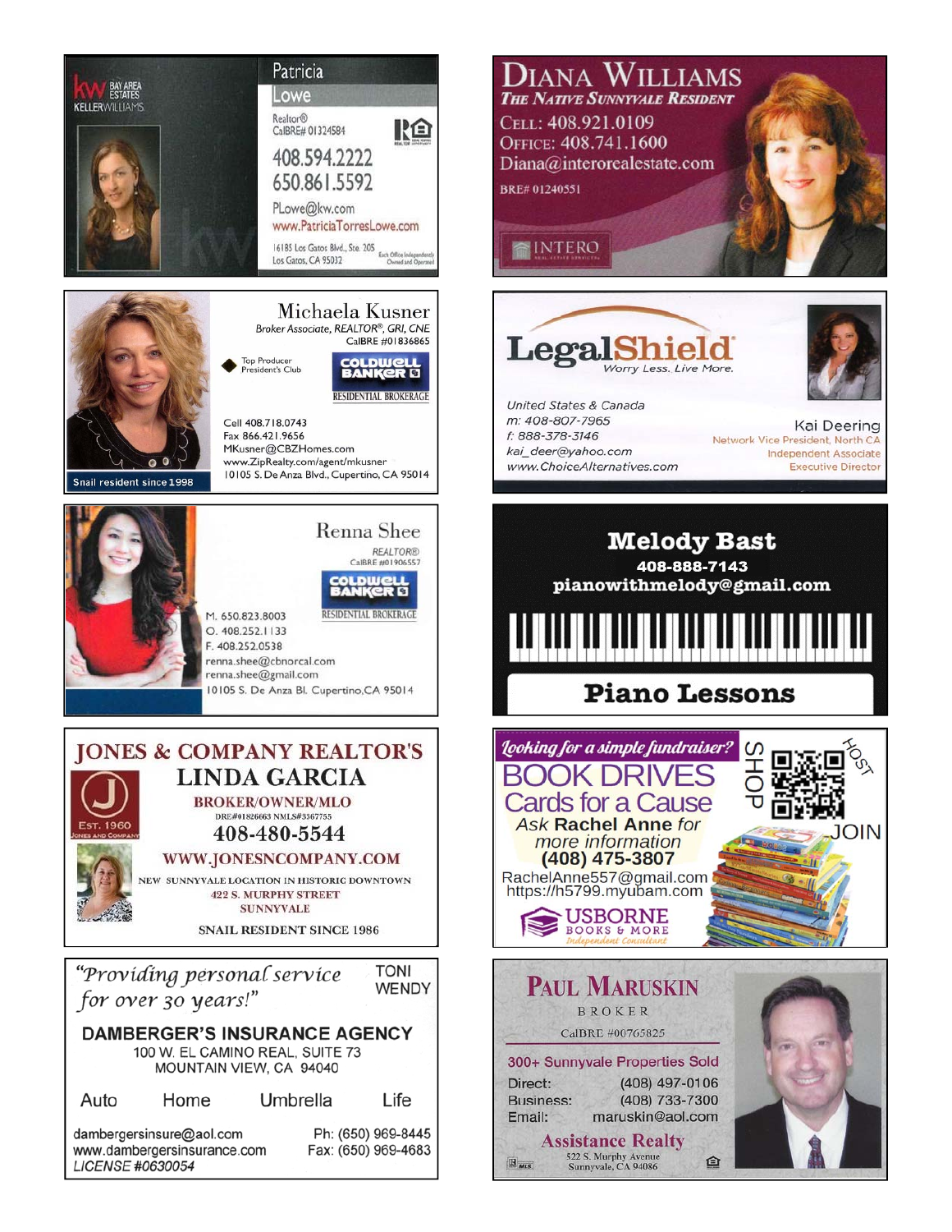KW BAY AREA ESTATES
KELLERWILLIAMS

**Patricia Lowe**

Realtor®
CalBRE# 01324584

408.594.2222
650.861.5592

PLowe@kw.com
www.PatriciaTorresLowe.com

16185 Los Gatos Blvd., Ste. 205
Los Gatos, CA 95032

Each Office Independently Owned and Operated

---

# DIANA WILLIAMS

*THE NATIVE SUNNYVALE RESIDENT*

CELL: 408.921.0109
OFFICE: 408.741.1600
Diana@interorealestate.com

BRE# 01240551

INTERO REAL ESTATE SERVICES

---

**Michaela Kusner**

*Broker Associate, REALTOR®, GRI, CNE*
CalBRE #01836865

Top Producer
President's Club

COLDWELL BANKER
RESIDENTIAL BROKERAGE

Cell 408.718.0743
Fax 866.421.9656
MKusner@CBZHomes.com
www.ZipRealty.com/agent/mkusner
10105 S. De Anza Blvd., Cupertino, CA 95014

Snail resident since 1998

---

**LegalShield**
*Worry Less. Live More.*

*United States & Canada*
*m: 408-807-7965*
*f: 888-378-3146*
*kai_deer@yahoo.com*
*www.ChoiceAlternatives.com*

Kai Deering
Network Vice President, North CA
Independent Associate
Executive Director

---

**Renna Shee**

REALTOR®
CalBRE #01906557

COLDWELL BANKER
RESIDENTIAL BROKERAGE

M. 650.823.8003
O. 408.252.1133
F. 408.252.0538
renna.shee@cbnorcal.com
renna.shee@gmail.com
10105 S. De Anza Bl. Cupertino,CA 95014

---

# Melody Bast

**408-888-7143**
**pianowithmelody@gmail.com**

**Piano Lessons**

---

# JONES & COMPANY REALTOR'S

## LINDA GARCIA

**BROKER/OWNER/MLO**
DRE#01826663 NMLS#3367755

**408-480-5544**

**WWW.JONESNCOMPANY.COM**

EST. 1960
JONES AND COMPANY

NEW SUNNYVALE LOCATION IN HISTORIC DOWNTOWN
422 S. MURPHY STREET
SUNNYVALE

SNAIL RESIDENT SINCE 1986

---

*Looking for a simple fundraiser?*

# BOOK DRIVES
## Cards for a Cause

*Ask* **Rachel Anne** *for more information*
**(408) 475-3807**
RachelAnne557@gmail.com
https://h5799.myubam.com

SHOP HOST JOIN

USBORNE BOOKS & MORE
*Independent Consultant*

---

*"Providing personal service for over 30 years!"*

TONI
WENDY

**DAMBERGER'S INSURANCE AGENCY**
100 W. EL CAMINO REAL, SUITE 73
MOUNTAIN VIEW, CA 94040

Auto Home Umbrella Life

dambergersinsure@aol.com
www.dambergersinsurance.com
*LICENSE #0630054*

Ph: (650) 969-8445
Fax: (650) 969-4683

---

# PAUL MARUSKIN

BROKER

CalBRE #00765825

300+ Sunnyvale Properties Sold

Direct: (408) 497-0106
Business: (408) 733-7300
Email: maruskin@aol.com

**Assistance Realty**
522 S. Murphy Avenue
Sunnyvale, CA 94086